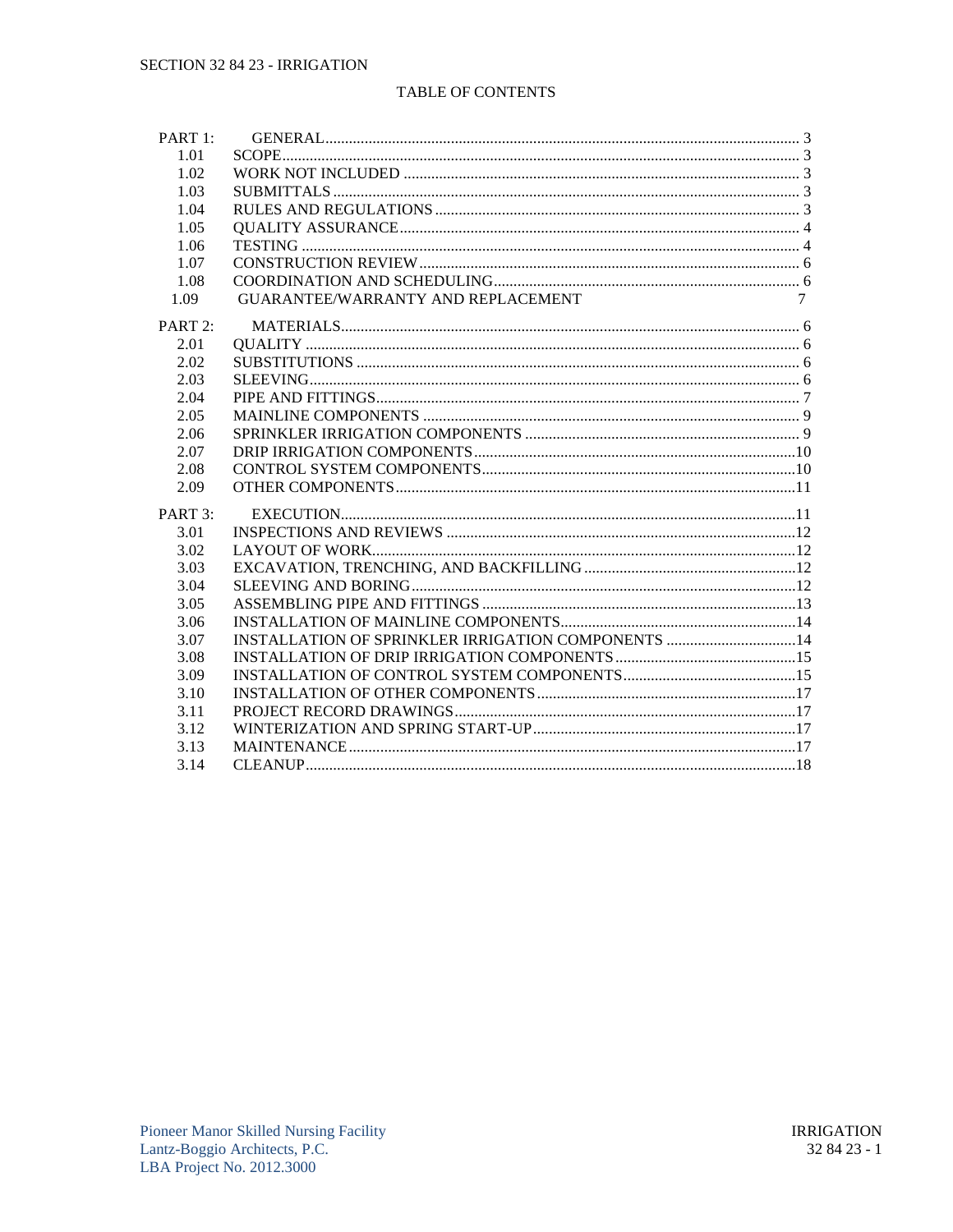SECTION 32 84 23 - IRRIGATION

TABLE OF CONTENTS

| | | |
|---|---|---|
| PART 1: | GENERAL | 3 |
| 1.01 | SCOPE | 3 |
| 1.02 | WORK NOT INCLUDED | 3 |
| 1.03 | SUBMITTALS | 3 |
| 1.04 | RULES AND REGULATIONS | 3 |
| 1.05 | QUALITY ASSURANCE | 4 |
| 1.06 | TESTING | 4 |
| 1.07 | CONSTRUCTION REVIEW | 6 |
| 1.08 | COORDINATION AND SCHEDULING | 6 |
| 1.09 | GUARANTEE/WARRANTY AND REPLACEMENT | 7 |
| PART 2: | MATERIALS | 6 |
| 2.01 | QUALITY | 6 |
| 2.02 | SUBSTITUTIONS | 6 |
| 2.03 | SLEEVING | 6 |
| 2.04 | PIPE AND FITTINGS | 7 |
| 2.05 | MAINLINE COMPONENTS | 9 |
| 2.06 | SPRINKLER IRRIGATION COMPONENTS | 9 |
| 2.07 | DRIP IRRIGATION COMPONENTS | 10 |
| 2.08 | CONTROL SYSTEM COMPONENTS | 10 |
| 2.09 | OTHER COMPONENTS | 11 |
| PART 3: | EXECUTION | 11 |
| 3.01 | INSPECTIONS AND REVIEWS | 12 |
| 3.02 | LAYOUT OF WORK | 12 |
| 3.03 | EXCAVATION, TRENCHING, AND BACKFILLING | 12 |
| 3.04 | SLEEVING AND BORING | 12 |
| 3.05 | ASSEMBLING PIPE AND FITTINGS | 13 |
| 3.06 | INSTALLATION OF MAINLINE COMPONENTS | 14 |
| 3.07 | INSTALLATION OF SPRINKLER IRRIGATION COMPONENTS | 14 |
| 3.08 | INSTALLATION OF DRIP IRRIGATION COMPONENTS | 15 |
| 3.09 | INSTALLATION OF CONTROL SYSTEM COMPONENTS | 15 |
| 3.10 | INSTALLATION OF OTHER COMPONENTS | 17 |
| 3.11 | PROJECT RECORD DRAWINGS | 17 |
| 3.12 | WINTERIZATION AND SPRING START-UP | 17 |
| 3.13 | MAINTENANCE | 17 |
| 3.14 | CLEANUP | 18 |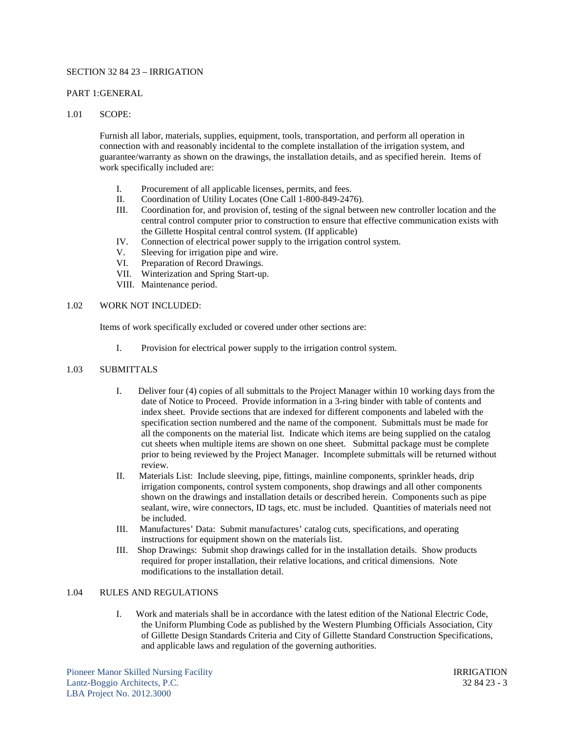SECTION 32 84 23 – IRRIGATION

PART 1:GENERAL

1.01 SCOPE:

Furnish all labor, materials, supplies, equipment, tools, transportation, and perform all operation in connection with and reasonably incidental to the complete installation of the irrigation system, and guarantee/warranty as shown on the drawings, the installation details, and as specified herein. Items of work specifically included are:

I. Procurement of all applicable licenses, permits, and fees.
II. Coordination of Utility Locates (One Call 1-800-849-2476).
III. Coordination for, and provision of, testing of the signal between new controller location and the central control computer prior to construction to ensure that effective communication exists with the Gillette Hospital central control system. (If applicable)
IV. Connection of electrical power supply to the irrigation control system.
V. Sleeving for irrigation pipe and wire.
VI. Preparation of Record Drawings.
VII. Winterization and Spring Start-up.
VIII. Maintenance period.

1.02 WORK NOT INCLUDED:

Items of work specifically excluded or covered under other sections are:

I. Provision for electrical power supply to the irrigation control system.

1.03 SUBMITTALS

I. Deliver four (4) copies of all submittals to the Project Manager within 10 working days from the date of Notice to Proceed. Provide information in a 3-ring binder with table of contents and index sheet. Provide sections that are indexed for different components and labeled with the specification section numbered and the name of the component. Submittals must be made for all the components on the material list. Indicate which items are being supplied on the catalog cut sheets when multiple items are shown on one sheet. Submittal package must be complete prior to being reviewed by the Project Manager. Incomplete submittals will be returned without review.
II. Materials List: Include sleeving, pipe, fittings, mainline components, sprinkler heads, drip irrigation components, control system components, shop drawings and all other components shown on the drawings and installation details or described herein. Components such as pipe sealant, wire, wire connectors, ID tags, etc. must be included. Quantities of materials need not be included.
III. Manufactures' Data: Submit manufactures' catalog cuts, specifications, and operating instructions for equipment shown on the materials list.
III. Shop Drawings: Submit shop drawings called for in the installation details. Show products required for proper installation, their relative locations, and critical dimensions. Note modifications to the installation detail.

1.04 RULES AND REGULATIONS

I. Work and materials shall be in accordance with the latest edition of the National Electric Code, the Uniform Plumbing Code as published by the Western Plumbing Officials Association, City of Gillette Design Standards Criteria and City of Gillette Standard Construction Specifications, and applicable laws and regulation of the governing authorities.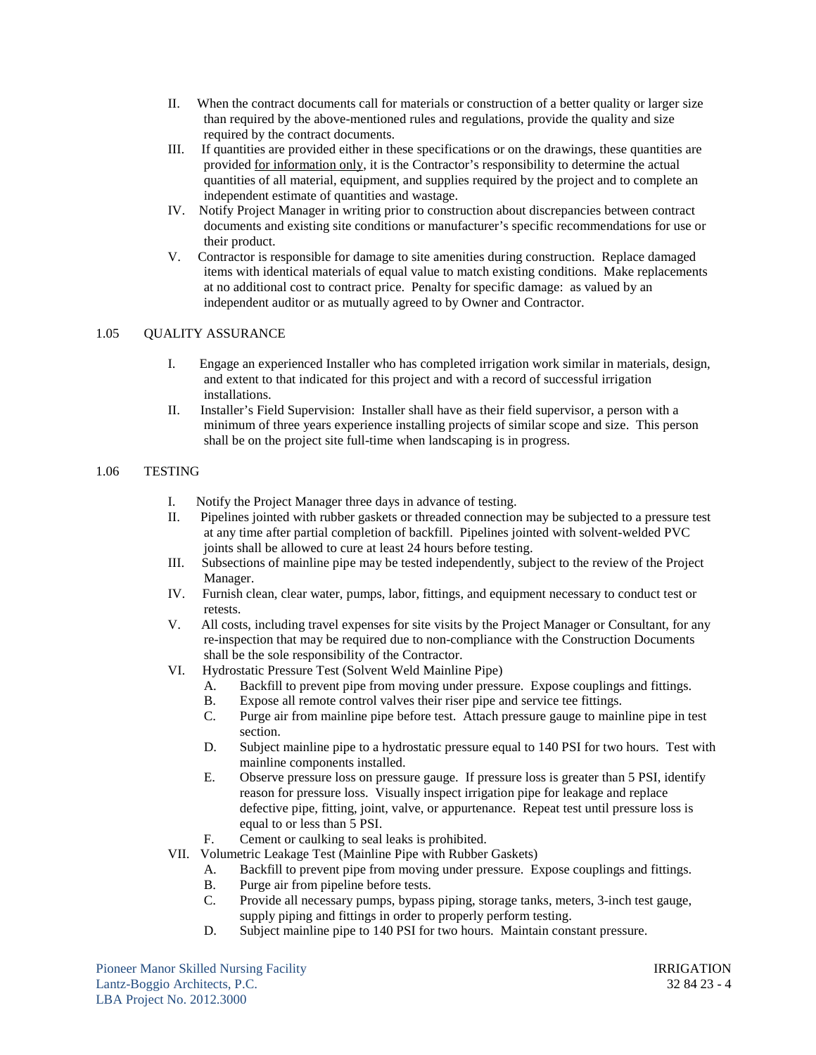II. When the contract documents call for materials or construction of a better quality or larger size than required by the above-mentioned rules and regulations, provide the quality and size required by the contract documents.

III. If quantities are provided either in these specifications or on the drawings, these quantities are provided <u>for information only</u>, it is the Contractor's responsibility to determine the actual quantities of all material, equipment, and supplies required by the project and to complete an independent estimate of quantities and wastage.

IV. Notify Project Manager in writing prior to construction about discrepancies between contract documents and existing site conditions or manufacturer's specific recommendations for use or their product.

V. Contractor is responsible for damage to site amenities during construction. Replace damaged items with identical materials of equal value to match existing conditions. Make replacements at no additional cost to contract price. Penalty for specific damage: as valued by an independent auditor or as mutually agreed to by Owner and Contractor.

## 1.05 QUALITY ASSURANCE

I. Engage an experienced Installer who has completed irrigation work similar in materials, design, and extent to that indicated for this project and with a record of successful irrigation installations.

II. Installer's Field Supervision: Installer shall have as their field supervisor, a person with a minimum of three years experience installing projects of similar scope and size. This person shall be on the project site full-time when landscaping is in progress.

## 1.06 TESTING

I. Notify the Project Manager three days in advance of testing.

II. Pipelines jointed with rubber gaskets or threaded connection may be subjected to a pressure test at any time after partial completion of backfill. Pipelines jointed with solvent-welded PVC joints shall be allowed to cure at least 24 hours before testing.

III. Subsections of mainline pipe may be tested independently, subject to the review of the Project Manager.

IV. Furnish clean, clear water, pumps, labor, fittings, and equipment necessary to conduct test or retests.

V. All costs, including travel expenses for site visits by the Project Manager or Consultant, for any re-inspection that may be required due to non-compliance with the Construction Documents shall be the sole responsibility of the Contractor.

VI. Hydrostatic Pressure Test (Solvent Weld Mainline Pipe)
   - A. Backfill to prevent pipe from moving under pressure. Expose couplings and fittings.
   - B. Expose all remote control valves their riser pipe and service tee fittings.
   - C. Purge air from mainline pipe before test. Attach pressure gauge to mainline pipe in test section.
   - D. Subject mainline pipe to a hydrostatic pressure equal to 140 PSI for two hours. Test with mainline components installed.
   - E. Observe pressure loss on pressure gauge. If pressure loss is greater than 5 PSI, identify reason for pressure loss. Visually inspect irrigation pipe for leakage and replace defective pipe, fitting, joint, valve, or appurtenance. Repeat test until pressure loss is equal to or less than 5 PSI.
   - F. Cement or caulking to seal leaks is prohibited.

VII. Volumetric Leakage Test (Mainline Pipe with Rubber Gaskets)
   - A. Backfill to prevent pipe from moving under pressure. Expose couplings and fittings.
   - B. Purge air from pipeline before tests.
   - C. Provide all necessary pumps, bypass piping, storage tanks, meters, 3-inch test gauge, supply piping and fittings in order to properly perform testing.
   - D. Subject mainline pipe to 140 PSI for two hours. Maintain constant pressure.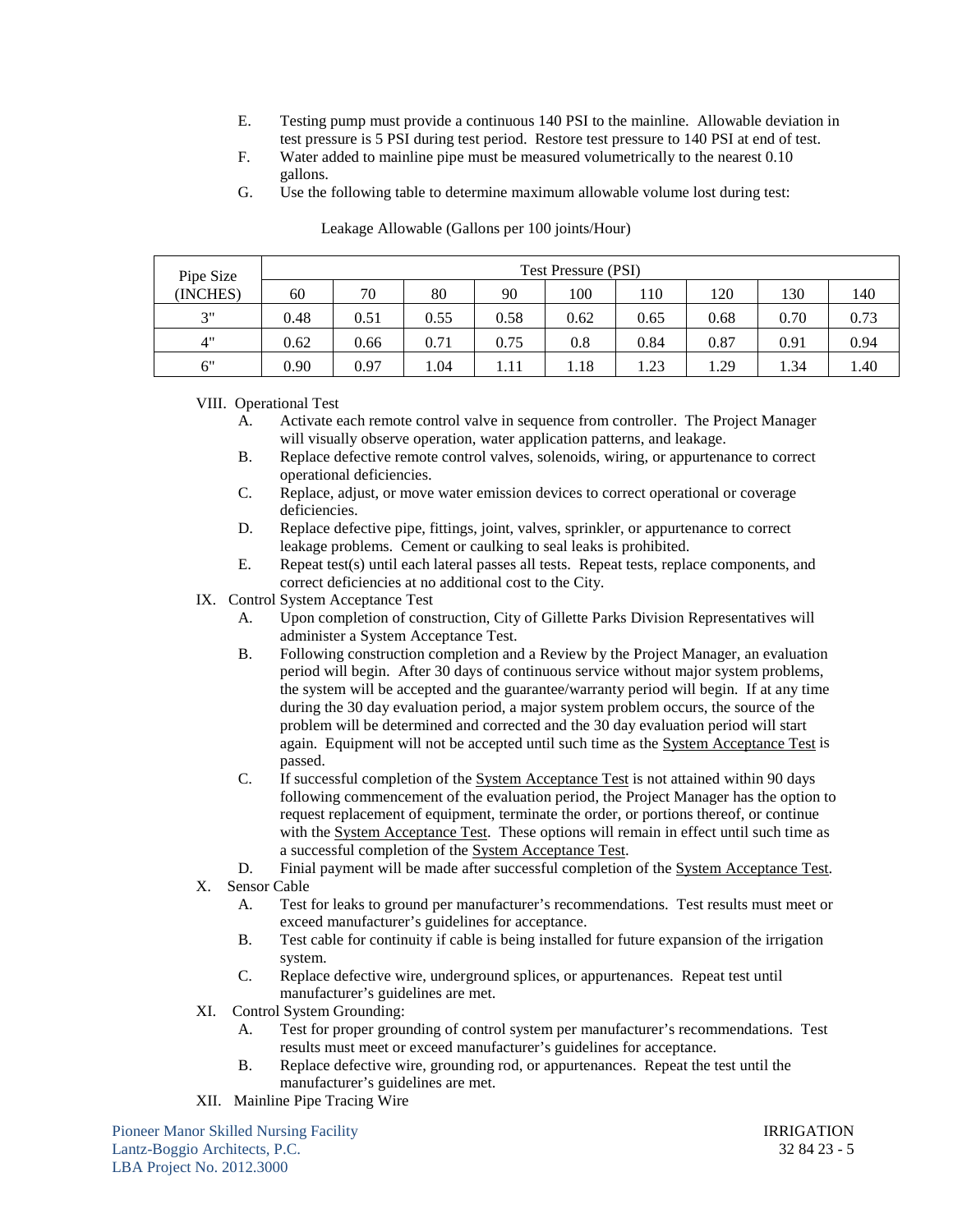E. Testing pump must provide a continuous 140 PSI to the mainline. Allowable deviation in test pressure is 5 PSI during test period. Restore test pressure to 140 PSI at end of test.

F. Water added to mainline pipe must be measured volumetrically to the nearest 0.10 gallons.

G. Use the following table to determine maximum allowable volume lost during test:

Leakage Allowable (Gallons per 100 joints/Hour)

| Pipe Size (INCHES) | Test Pressure (PSI) | | | | | | | | |
|---|---|---|---|---|---|---|---|---|---|
| | 60 | 70 | 80 | 90 | 100 | 110 | 120 | 130 | 140 |
| 3" | 0.48 | 0.51 | 0.55 | 0.58 | 0.62 | 0.65 | 0.68 | 0.70 | 0.73 |
| 4" | 0.62 | 0.66 | 0.71 | 0.75 | 0.8 | 0.84 | 0.87 | 0.91 | 0.94 |
| 6" | 0.90 | 0.97 | 1.04 | 1.11 | 1.18 | 1.23 | 1.29 | 1.34 | 1.40 |

VIII. Operational Test

A. Activate each remote control valve in sequence from controller. The Project Manager will visually observe operation, water application patterns, and leakage.

B. Replace defective remote control valves, solenoids, wiring, or appurtenance to correct operational deficiencies.

C. Replace, adjust, or move water emission devices to correct operational or coverage deficiencies.

D. Replace defective pipe, fittings, joint, valves, sprinkler, or appurtenance to correct leakage problems. Cement or caulking to seal leaks is prohibited.

E. Repeat test(s) until each lateral passes all tests. Repeat tests, replace components, and correct deficiencies at no additional cost to the City.

IX. Control System Acceptance Test

A. Upon completion of construction, City of Gillette Parks Division Representatives will administer a System Acceptance Test.

B. Following construction completion and a Review by the Project Manager, an evaluation period will begin. After 30 days of continuous service without major system problems, the system will be accepted and the guarantee/warranty period will begin. If at any time during the 30 day evaluation period, a major system problem occurs, the source of the problem will be determined and corrected and the 30 day evaluation period will start again. Equipment will not be accepted until such time as the System Acceptance Test is passed.

C. If successful completion of the System Acceptance Test is not attained within 90 days following commencement of the evaluation period, the Project Manager has the option to request replacement of equipment, terminate the order, or portions thereof, or continue with the System Acceptance Test. These options will remain in effect until such time as a successful completion of the System Acceptance Test.

D. Finial payment will be made after successful completion of the System Acceptance Test.

X. Sensor Cable

A. Test for leaks to ground per manufacturer's recommendations. Test results must meet or exceed manufacturer's guidelines for acceptance.

B. Test cable for continuity if cable is being installed for future expansion of the irrigation system.

C. Replace defective wire, underground splices, or appurtenances. Repeat test until manufacturer's guidelines are met.

XI. Control System Grounding:

A. Test for proper grounding of control system per manufacturer's recommendations. Test results must meet or exceed manufacturer's guidelines for acceptance.

B. Replace defective wire, grounding rod, or appurtenances. Repeat the test until the manufacturer's guidelines are met.

XII. Mainline Pipe Tracing Wire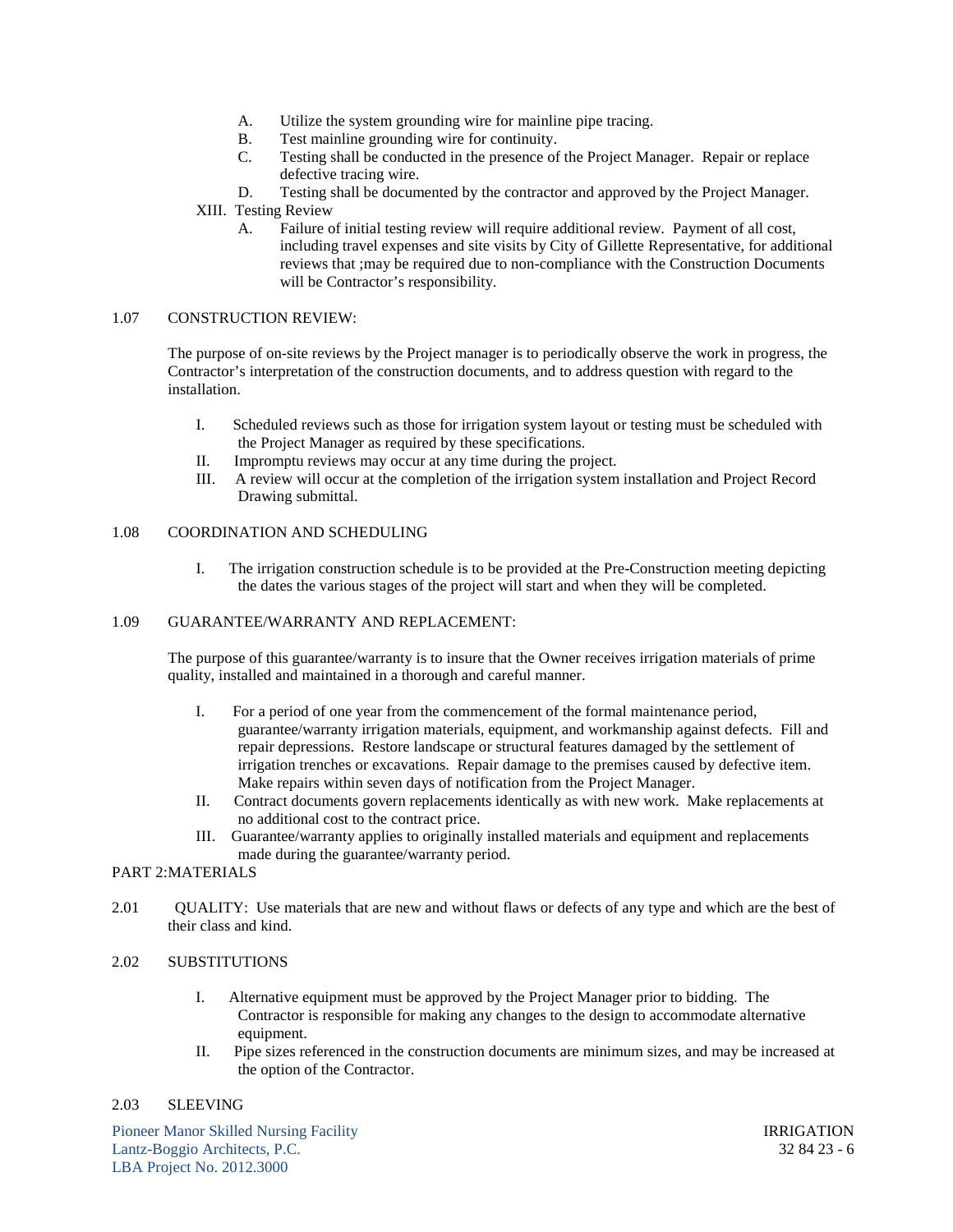A. Utilize the system grounding wire for mainline pipe tracing.
B. Test mainline grounding wire for continuity.
C. Testing shall be conducted in the presence of the Project Manager. Repair or replace defective tracing wire.
D. Testing shall be documented by the contractor and approved by the Project Manager.

XIII. Testing Review

A. Failure of initial testing review will require additional review. Payment of all cost, including travel expenses and site visits by City of Gillette Representative, for additional reviews that ;may be required due to non-compliance with the Construction Documents will be Contractor's responsibility.

1.07 CONSTRUCTION REVIEW:

The purpose of on-site reviews by the Project manager is to periodically observe the work in progress, the Contractor's interpretation of the construction documents, and to address question with regard to the installation.

I. Scheduled reviews such as those for irrigation system layout or testing must be scheduled with the Project Manager as required by these specifications.
II. Impromptu reviews may occur at any time during the project.
III. A review will occur at the completion of the irrigation system installation and Project Record Drawing submittal.

1.08 COORDINATION AND SCHEDULING

I. The irrigation construction schedule is to be provided at the Pre-Construction meeting depicting the dates the various stages of the project will start and when they will be completed.

1.09 GUARANTEE/WARRANTY AND REPLACEMENT:

The purpose of this guarantee/warranty is to insure that the Owner receives irrigation materials of prime quality, installed and maintained in a thorough and careful manner.

I. For a period of one year from the commencement of the formal maintenance period, guarantee/warranty irrigation materials, equipment, and workmanship against defects. Fill and repair depressions. Restore landscape or structural features damaged by the settlement of irrigation trenches or excavations. Make repair damage to the premises caused by defective item. Make repairs within seven days of notification from the Project Manager.
II. Contract documents govern replacements identically as with new work. Make replacements at no additional cost to the contract price.
III. Guarantee/warranty applies to originally installed materials and equipment and replacements made during the guarantee/warranty period.

PART 2:MATERIALS

2.01 QUALITY: Use materials that are new and without flaws or defects of any type and which are the best of their class and kind.

2.02 SUBSTITUTIONS

I. Alternative equipment must be approved by the Project Manager prior to bidding. The Contractor is responsible for making any changes to the design to accommodate alternative equipment.
II. Pipe sizes referenced in the construction documents are minimum sizes, and may be increased at the option of the Contractor.

2.03 SLEEVING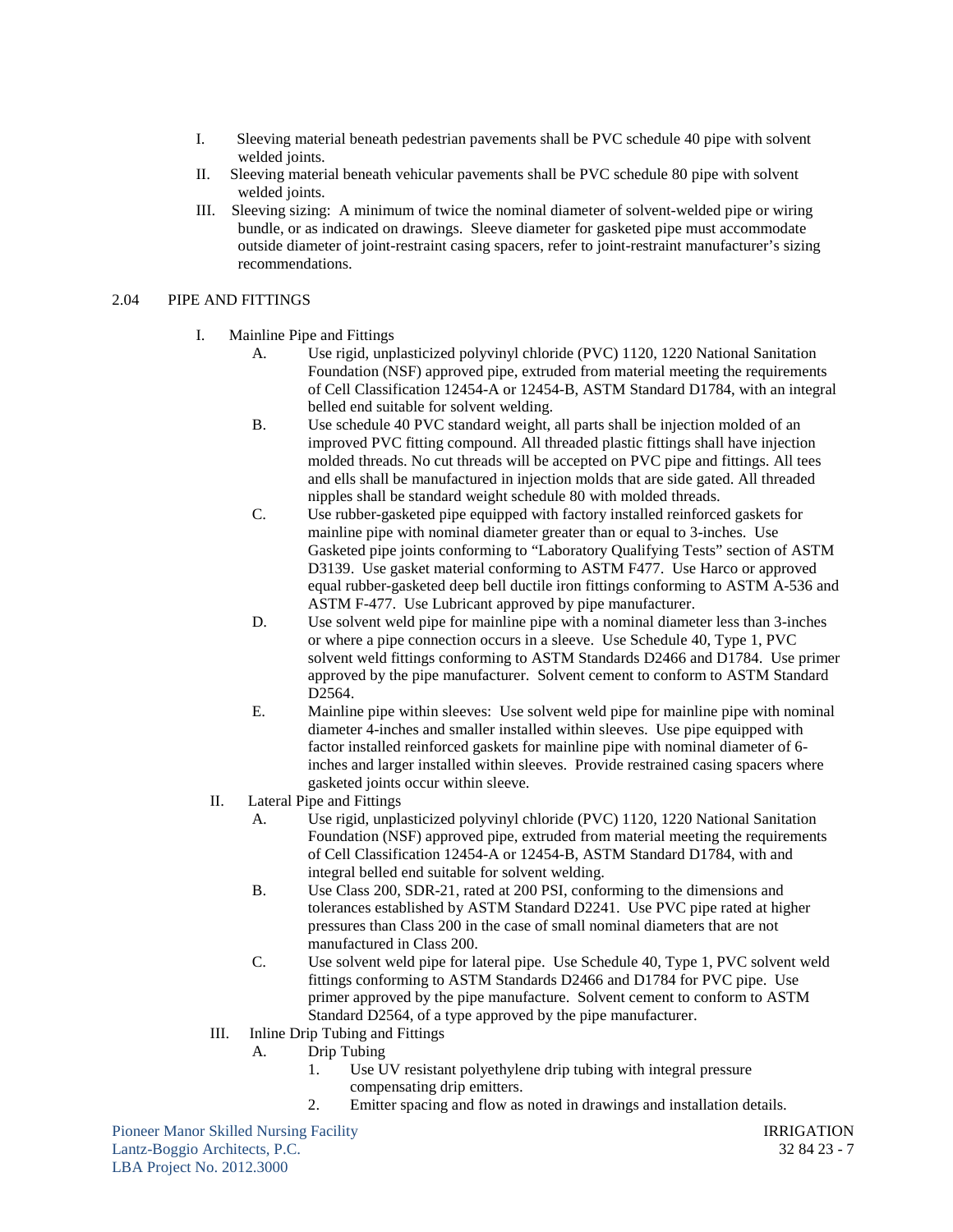I. Sleeving material beneath pedestrian pavements shall be PVC schedule 40 pipe with solvent welded joints.

II. Sleeving material beneath vehicular pavements shall be PVC schedule 80 pipe with solvent welded joints.

III. Sleeving sizing: A minimum of twice the nominal diameter of solvent-welded pipe or wiring bundle, or as indicated on drawings. Sleeve diameter for gasketed pipe must accommodate outside diameter of joint-restraint casing spacers, refer to joint-restraint manufacturer's sizing recommendations.

## 2.04 PIPE AND FITTINGS

I. Mainline Pipe and Fittings

- A. Use rigid, unplasticized polyvinyl chloride (PVC) 1120, 1220 National Sanitation Foundation (NSF) approved pipe, extruded from material meeting the requirements of Cell Classification 12454-A or 12454-B, ASTM Standard D1784, with an integral belled end suitable for solvent welding.
- B. Use schedule 40 PVC standard weight, all parts shall be injection molded of an improved PVC fitting compound. All threaded plastic fittings shall have injection molded threads. No cut threads will be accepted on PVC pipe and fittings. All tees and ells shall be manufactured in injection molds that are side gated. All threaded nipples shall be standard weight schedule 80 with molded threads.
- C. Use rubber-gasketed pipe equipped with factory installed reinforced gaskets for mainline pipe with nominal diameter greater than or equal to 3-inches. Use Gasketed pipe joints conforming to "Laboratory Qualifying Tests" section of ASTM D3139. Use gasket material conforming to ASTM F477. Use Harco or approved equal rubber-gasketed deep bell ductile iron fittings conforming to ASTM A-536 and ASTM F-477. Use Lubricant approved by pipe manufacturer.
- D. Use solvent weld pipe for mainline pipe with a nominal diameter less than 3-inches or where a pipe connection occurs in a sleeve. Use Schedule 40, Type 1, PVC solvent weld fittings conforming to ASTM Standards D2466 and D1784. Use primer approved by the pipe manufacturer. Solvent cement to conform to ASTM Standard D2564.
- E. Mainline pipe within sleeves: Use solvent weld pipe for mainline pipe with nominal diameter 4-inches and smaller installed within sleeves. Use pipe equipped with factor installed reinforced gaskets for mainline pipe with nominal diameter of 6-inches and larger installed within sleeves. Provide restrained casing spacers where gasketed joints occur within sleeve.

II. Lateral Pipe and Fittings

- A. Use rigid, unplasticized polyvinyl chloride (PVC) 1120, 1220 National Sanitation Foundation (NSF) approved pipe, extruded from material meeting the requirements of Cell Classification 12454-A or 12454-B, ASTM Standard D1784, with and integral belled end suitable for solvent welding.
- B. Use Class 200, SDR-21, rated at 200 PSI, conforming to the dimensions and tolerances established by ASTM Standard D2241. Use PVC pipe rated at higher pressures than Class 200 in the case of small nominal diameters that are not manufactured in Class 200.
- C. Use solvent weld pipe for lateral pipe. Use Schedule 40, Type 1, PVC solvent weld fittings conforming to ASTM Standards D2466 and D1784 for PVC pipe. Use primer approved by the pipe manufacture. Solvent cement to conform to ASTM Standard D2564, of a type approved by the pipe manufacturer.

III. Inline Drip Tubing and Fittings

- A. Drip Tubing
  1. Use UV resistant polyethylene drip tubing with integral pressure compensating drip emitters.
  2. Emitter spacing and flow as noted in drawings and installation details.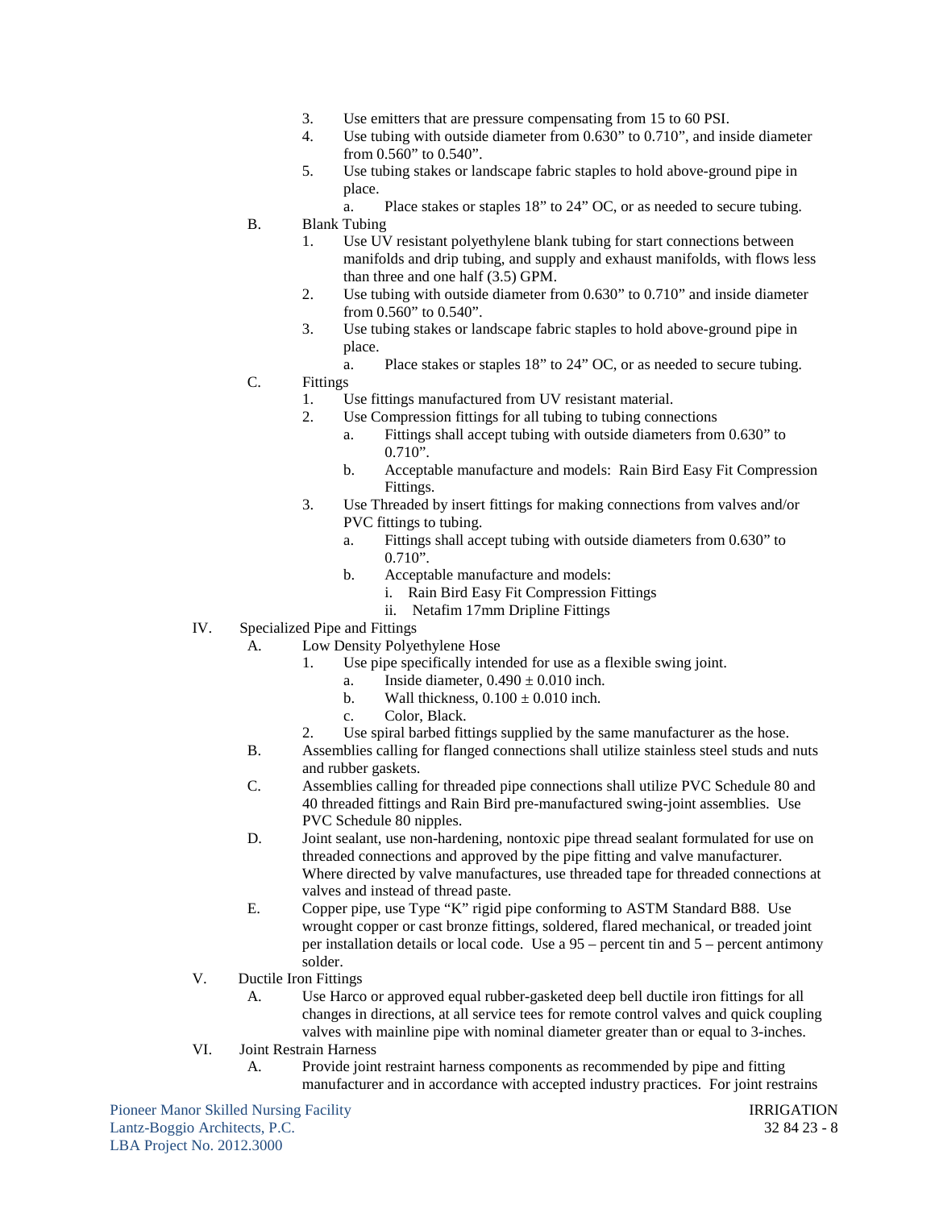3. Use emitters that are pressure compensating from 15 to 60 PSI.
4. Use tubing with outside diameter from 0.630" to 0.710", and inside diameter from 0.560" to 0.540".
5. Use tubing stakes or landscape fabric staples to hold above-ground pipe in place.
   a. Place stakes or staples 18" to 24" OC, or as needed to secure tubing.

B. Blank Tubing
1. Use UV resistant polyethylene blank tubing for start connections between manifolds and drip tubing, and supply and exhaust manifolds, with flows less than three and one half (3.5) GPM.
2. Use tubing with outside diameter from 0.630" to 0.710" and inside diameter from 0.560" to 0.540".
3. Use tubing stakes or landscape fabric staples to hold above-ground pipe in place.
   a. Place stakes or staples 18" to 24" OC, or as needed to secure tubing.

C. Fittings
1. Use fittings manufactured from UV resistant material.
2. Use Compression fittings for all tubing to tubing connections
   a. Fittings shall accept tubing with outside diameters from 0.630" to 0.710".
   b. Acceptable manufacture and models: Rain Bird Easy Fit Compression Fittings.
3. Use Threaded by insert fittings for making connections from valves and/or PVC fittings to tubing.
   a. Fittings shall accept tubing with outside diameters from 0.630" to 0.710".
   b. Acceptable manufacture and models:
      i. Rain Bird Easy Fit Compression Fittings
      ii. Netafim 17mm Dripline Fittings

IV. Specialized Pipe and Fittings

A. Low Density Polyethylene Hose
1. Use pipe specifically intended for use as a flexible swing joint.
   a. Inside diameter, 0.490 ± 0.010 inch.
   b. Wall thickness, 0.100 ± 0.010 inch.
   c. Color, Black.
2. Use spiral barbed fittings supplied by the same manufacturer as the hose.

B. Assemblies calling for flanged connections shall utilize stainless steel studs and nuts and rubber gaskets.

C. Assemblies calling for threaded pipe connections shall utilize PVC Schedule 80 and 40 threaded fittings and Rain Bird pre-manufactured swing-joint assemblies. Use PVC Schedule 80 nipples.

D. Joint sealant, use non-hardening, nontoxic pipe thread sealant formulated for use on threaded connections and approved by the pipe fitting and valve manufacturer. Where directed by valve manufactures, use threaded tape for threaded connections at valves and instead of thread paste.

E. Copper pipe, use Type "K" rigid pipe conforming to ASTM Standard B88. Use wrought copper or cast bronze fittings, soldered, flared mechanical, or treaded joint per installation details or local code. Use a 95 – percent tin and 5 – percent antimony solder.

V. Ductile Iron Fittings

A. Use Harco or approved equal rubber-gasketed deep bell ductile iron fittings for all changes in directions, at all service tees for remote control valves and quick coupling valves with mainline pipe with nominal diameter greater than or equal to 3-inches.

VI. Joint Restrain Harness

A. Provide joint restraint harness components as recommended by pipe and fitting manufacturer and in accordance with accepted industry practices. For joint restrains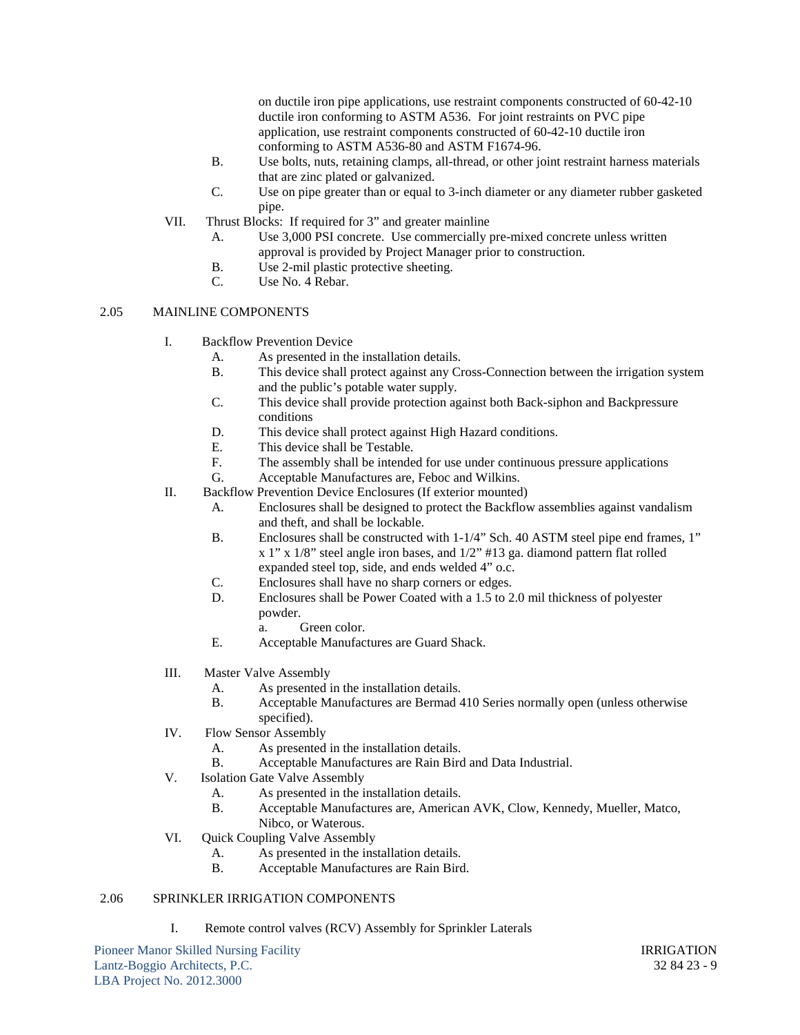on ductile iron pipe applications, use restraint components constructed of 60-42-10 ductile iron conforming to ASTM A536. For joint restraints on PVC pipe application, use restraint components constructed of 60-42-10 ductile iron conforming to ASTM A536-80 and ASTM F1674-96.

- B. Use bolts, nuts, retaining clamps, all-thread, or other joint restraint harness materials that are zinc plated or galvanized.
- C. Use on pipe greater than or equal to 3-inch diameter or any diameter rubber gasketed pipe.

VII. Thrust Blocks: If required for 3” and greater mainline

- A. Use 3,000 PSI concrete. Use commercially pre-mixed concrete unless written approval is provided by Project Manager prior to construction.
- B. Use 2-mil plastic protective sheeting.
- C. Use No. 4 Rebar.

## 2.05 MAINLINE COMPONENTS

I. Backflow Prevention Device

- A. As presented in the installation details.
- B. This device shall protect against any Cross-Connection between the irrigation system and the public’s potable water supply.
- C. This device shall provide protection against both Back-siphon and Backpressure conditions
- D. This device shall protect against High Hazard conditions.
- E. This device shall be Testable.
- F. The assembly shall be intended for use under continuous pressure applications
- G. Acceptable Manufactures are, Feboc and Wilkins.

II. Backflow Prevention Device Enclosures (If exterior mounted)

- A. Enclosures shall be designed to protect the Backflow assemblies against vandalism and theft, and shall be lockable.
- B. Enclosures shall be constructed with 1-1/4” Sch. 40 ASTM steel pipe end frames, 1” x 1” x 1/8” steel angle iron bases, and 1/2” #13 ga. diamond pattern flat rolled expanded steel top, side, and ends welded 4” o.c.
- C. Enclosures shall have no sharp corners or edges.
- D. Enclosures shall be Power Coated with a 1.5 to 2.0 mil thickness of polyester powder.
  - a. Green color.
- E. Acceptable Manufactures are Guard Shack.

III. Master Valve Assembly

- A. As presented in the installation details.
- B. Acceptable Manufactures are Bermad 410 Series normally open (unless otherwise specified).

IV. Flow Sensor Assembly

- A. As presented in the installation details.
- B. Acceptable Manufactures are Rain Bird and Data Industrial.

V. Isolation Gate Valve Assembly

- A. As presented in the installation details.
- B. Acceptable Manufactures are, American AVK, Clow, Kennedy, Mueller, Matco, Nibco, or Waterous.

VI. Quick Coupling Valve Assembly

- A. As presented in the installation details.
- B. Acceptable Manufactures are Rain Bird.

## 2.06 SPRINKLER IRRIGATION COMPONENTS

I. Remote control valves (RCV) Assembly for Sprinkler Laterals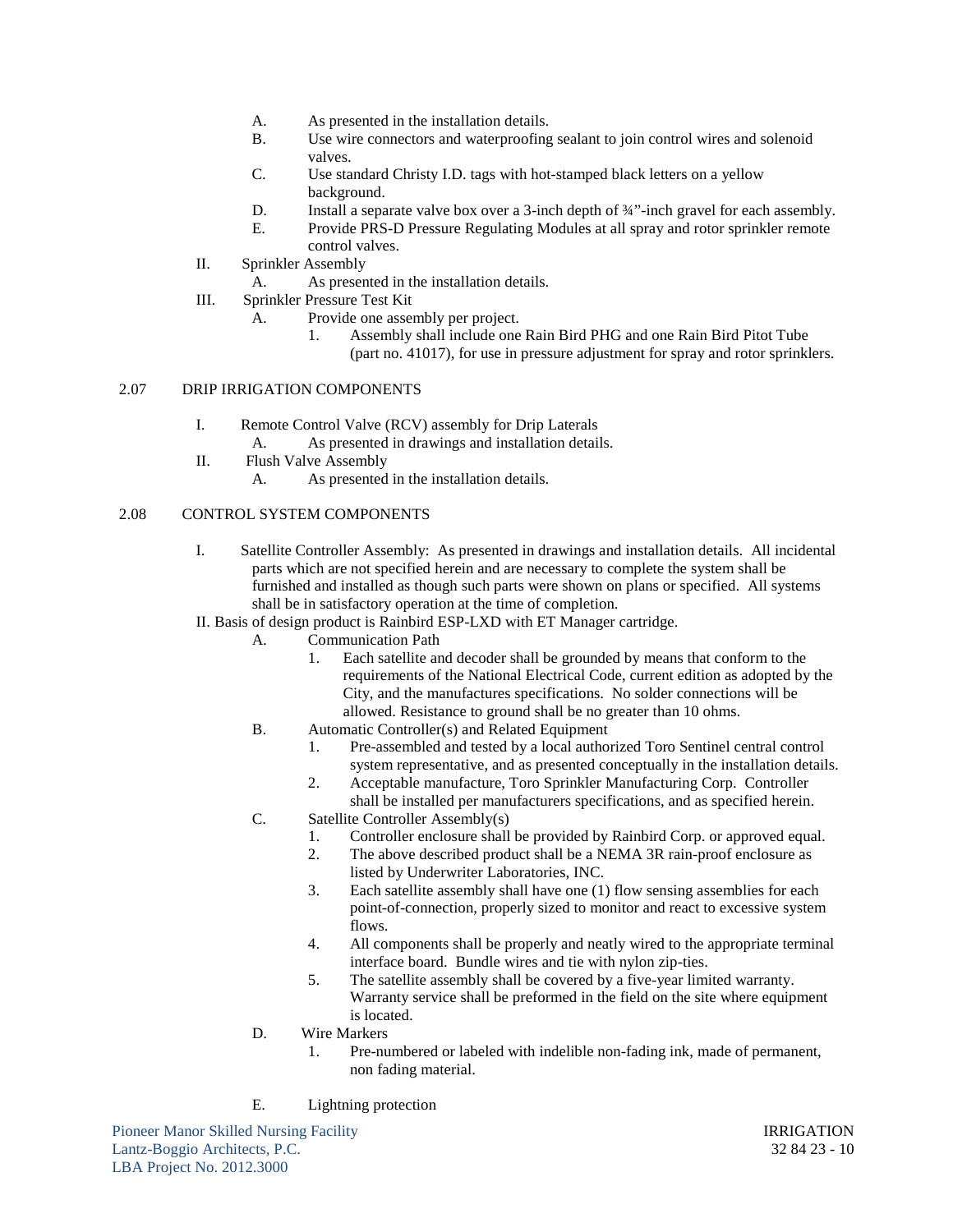A. As presented in the installation details.

B. Use wire connectors and waterproofing sealant to join control wires and solenoid valves.

C. Use standard Christy I.D. tags with hot-stamped black letters on a yellow background.

D. Install a separate valve box over a 3-inch depth of ¾"-inch gravel for each assembly.

E. Provide PRS-D Pressure Regulating Modules at all spray and rotor sprinkler remote control valves.

II. Sprinkler Assembly

A. As presented in the installation details.

III. Sprinkler Pressure Test Kit

A. Provide one assembly per project.

1. Assembly shall include one Rain Bird PHG and one Rain Bird Pitot Tube (part no. 41017), for use in pressure adjustment for spray and rotor sprinklers.

## 2.07 DRIP IRRIGATION COMPONENTS

I. Remote Control Valve (RCV) assembly for Drip Laterals

A. As presented in drawings and installation details.

II. Flush Valve Assembly

A. As presented in the installation details.

## 2.08 CONTROL SYSTEM COMPONENTS

I. Satellite Controller Assembly: As presented in drawings and installation details. All incidental parts which are not specified herein and are necessary to complete the system shall be furnished and installed as though such parts were shown on plans or specified. All systems shall be in satisfactory operation at the time of completion.

II. Basis of design product is Rainbird ESP-LXD with ET Manager cartridge.

A. Communication Path

1. Each satellite and decoder shall be grounded by means that conform to the requirements of the National Electrical Code, current edition as adopted by the City, and the manufactures specifications. No solder connections will be allowed. Resistance to ground shall be no greater than 10 ohms.

B. Automatic Controller(s) and Related Equipment

1. Pre-assembled and tested by a local authorized Toro Sentinel central control system representative, and as presented conceptually in the installation details.

2. Acceptable manufacture, Toro Sprinkler Manufacturing Corp. Controller shall be installed per manufacturers specifications, and as specified herein.

C. Satellite Controller Assembly(s)

1. Controller enclosure shall be provided by Rainbird Corp. or approved equal.

2. The above described product shall be a NEMA 3R rain-proof enclosure as listed by Underwriter Laboratories, INC.

3. Each satellite assembly shall have one (1) flow sensing assemblies for each point-of-connection, properly sized to monitor and react to excessive system flows.

4. All components shall be properly and neatly wired to the appropriate terminal interface board. Bundle wires and tie with nylon zip-ties.

5. The satellite assembly shall be covered by a five-year limited warranty. Warranty service shall be preformed in the field on the site where equipment is located.

D. Wire Markers

1. Pre-numbered or labeled with indelible non-fading ink, made of permanent, non fading material.

E. Lightning protection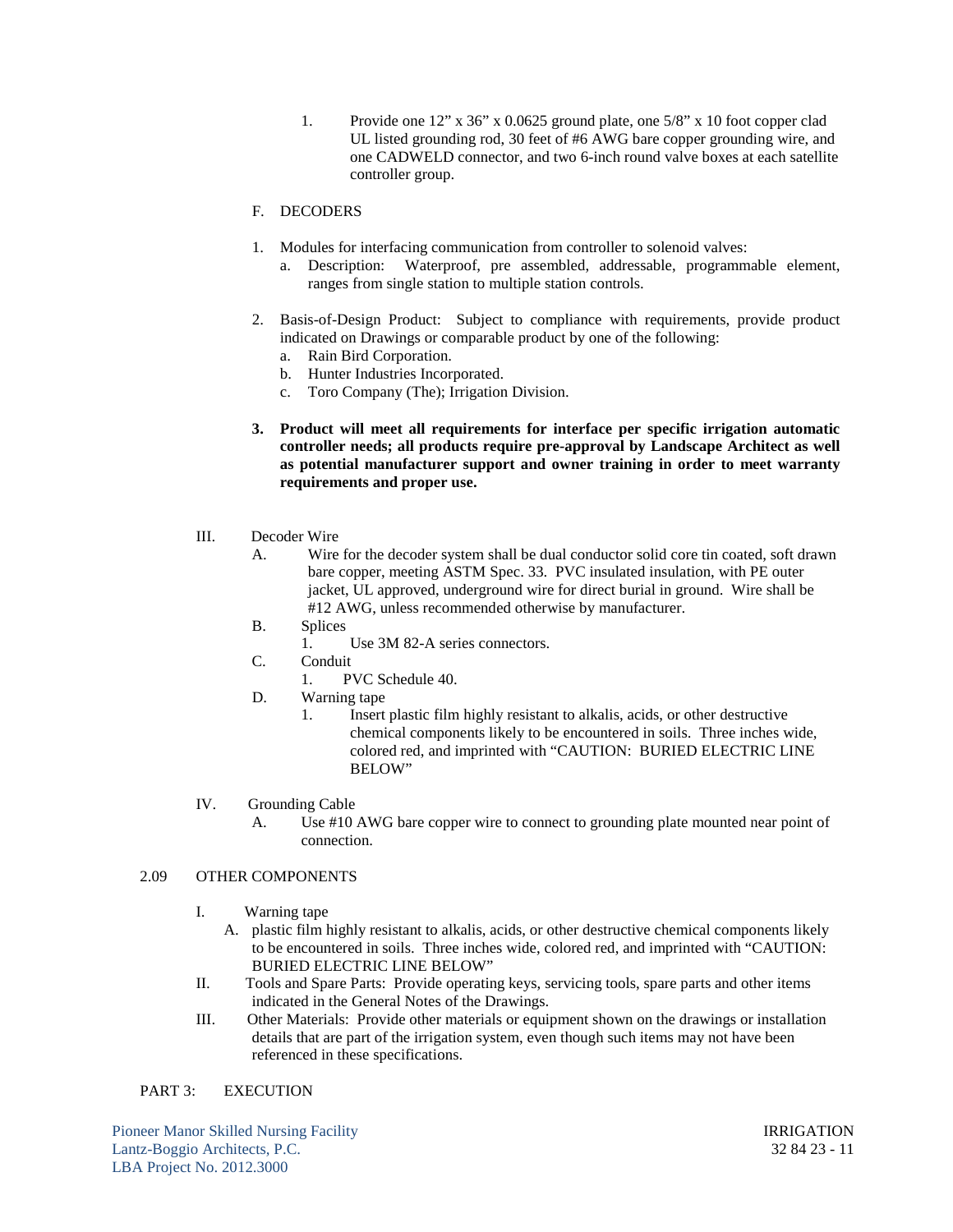1. Provide one 12" x 36" x 0.0625 ground plate, one 5/8" x 10 foot copper clad UL listed grounding rod, 30 feet of #6 AWG bare copper grounding wire, and one CADWELD connector, and two 6-inch round valve boxes at each satellite controller group.

F. DECODERS

1. Modules for interfacing communication from controller to solenoid valves:
   a. Description: Waterproof, pre assembled, addressable, programmable element, ranges from single station to multiple station controls.

2. Basis-of-Design Product: Subject to compliance with requirements, provide product indicated on Drawings or comparable product by one of the following:
   a. Rain Bird Corporation.
   b. Hunter Industries Incorporated.
   c. Toro Company (The); Irrigation Division.

3. **Product will meet all requirements for interface per specific irrigation automatic controller needs; all products require pre-approval by Landscape Architect as well as potential manufacturer support and owner training in order to meet warranty requirements and proper use.**

III. Decoder Wire

A. Wire for the decoder system shall be dual conductor solid core tin coated, soft drawn bare copper, meeting ASTM Spec. 33. PVC insulated insulation, with PE outer jacket, UL approved, underground wire for direct burial in ground. Wire shall be #12 AWG, unless recommended otherwise by manufacturer.

B. Splices
   1. Use 3M 82-A series connectors.

C. Conduit
   1. PVC Schedule 40.

D. Warning tape
   1. Insert plastic film highly resistant to alkalis, acids, or other destructive chemical components likely to be encountered in soils. Three inches wide, colored red, and imprinted with "CAUTION: BURIED ELECTRIC LINE BELOW"

IV. Grounding Cable

A. Use #10 AWG bare copper wire to connect to grounding plate mounted near point of connection.

## 2.09 OTHER COMPONENTS

I. Warning tape

A. plastic film highly resistant to alkalis, acids, or other destructive chemical components likely to be encountered in soils. Three inches wide, colored red, and imprinted with "CAUTION: BURIED ELECTRIC LINE BELOW"

II. Tools and Spare Parts: Provide operating keys, servicing tools, spare parts and other items indicated in the General Notes of the Drawings.

III. Other Materials: Provide other materials or equipment shown on the drawings or installation details that are part of the irrigation system, even though such items may not have been referenced in these specifications.

# PART 3: EXECUTION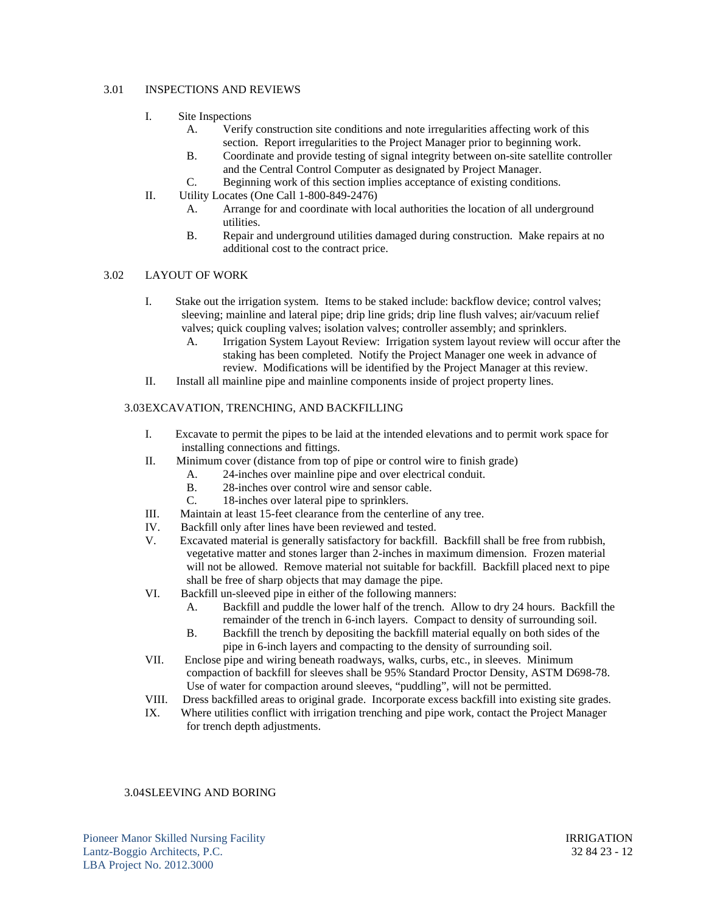### 3.01 INSPECTIONS AND REVIEWS

I. Site Inspections
   - A. Verify construction site conditions and note irregularities affecting work of this section. Report irregularities to the Project Manager prior to beginning work.
   - B. Coordinate and provide testing of signal integrity between on-site satellite controller and the Central Control Computer as designated by Project Manager.
   - C. Beginning work of this section implies acceptance of existing conditions.

II. Utility Locates (One Call 1-800-849-2476)
   - A. Arrange for and coordinate with local authorities the location of all underground utilities.
   - B. Repair and underground utilities damaged during construction. Make repairs at no additional cost to the contract price.

### 3.02 LAYOUT OF WORK

I. Stake out the irrigation system. Items to be staked include: backflow device; control valves; sleeving; mainline and lateral pipe; drip line grids; drip line flush valves; air/vacuum relief valves; quick coupling valves; isolation valves; controller assembly; and sprinklers.
   - A. Irrigation System Layout Review: Irrigation system layout review will occur after the staking has been completed. Notify the Project Manager one week in advance of review. Modifications will be identified by the Project Manager at this review.

II. Install all mainline pipe and mainline components inside of project property lines.

### 3.03 EXCAVATION, TRENCHING, AND BACKFILLING

I. Excavate to permit the pipes to be laid at the intended elevations and to permit work space for installing connections and fittings.

II. Minimum cover (distance from top of pipe or control wire to finish grade)
   - A. 24-inches over mainline pipe and over electrical conduit.
   - B. 28-inches over control wire and sensor cable.
   - C. 18-inches over lateral pipe to sprinklers.

III. Maintain at least 15-feet clearance from the centerline of any tree.

IV. Backfill only after lines have been reviewed and tested.

V. Excavated material is generally satisfactory for backfill. Backfill shall be free from rubbish, vegetative matter and stones larger than 2-inches in maximum dimension. Frozen material will not be allowed. Remove material not suitable for backfill. Backfill placed next to pipe shall be free of sharp objects that may damage the pipe.

VI. Backfill un-sleeved pipe in either of the following manners:
   - A. Backfill and puddle the lower half of the trench. Allow to dry 24 hours. Backfill the remainder of the trench in 6-inch layers. Compact to density of surrounding soil.
   - B. Backfill the trench by depositing the backfill material equally on both sides of the pipe in 6-inch layers and compacting to the density of surrounding soil.

VII. Enclose pipe and wiring beneath roadways, walks, curbs, etc., in sleeves. Minimum compaction of backfill for sleeves shall be 95% Standard Proctor Density, ASTM D698-78. Use of water for compaction around sleeves, "puddling", will not be permitted.

VIII. Dress backfilled areas to original grade. Incorporate excess backfill into existing site grades.

IX. Where utilities conflict with irrigation trenching and pipe work, contact the Project Manager for trench depth adjustments.

### 3.04 SLEEVING AND BORING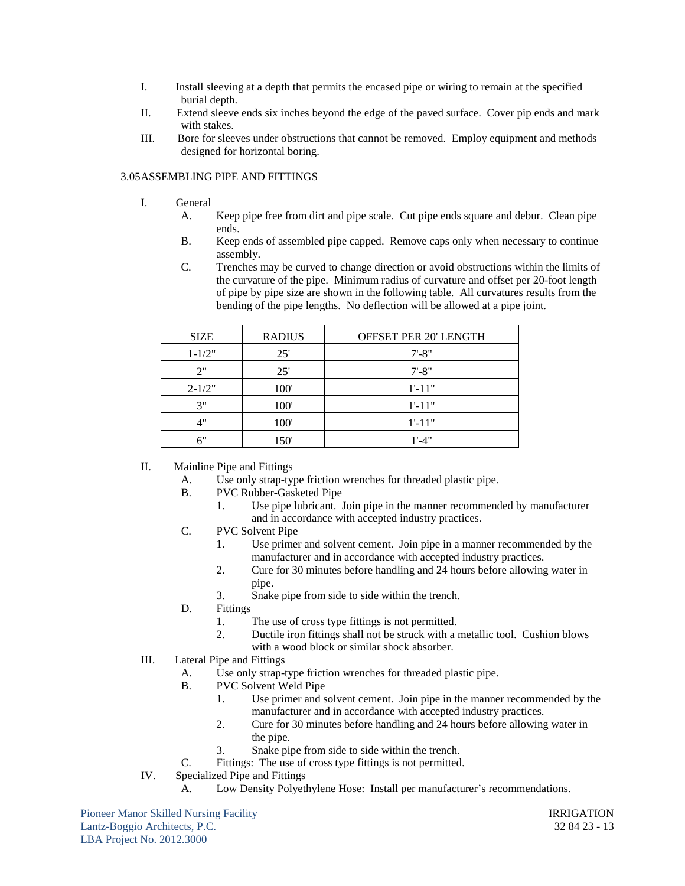I. Install sleeving at a depth that permits the encased pipe or wiring to remain at the specified burial depth.

II. Extend sleeve ends six inches beyond the edge of the paved surface. Cover pip ends and mark with stakes.

III. Bore for sleeves under obstructions that cannot be removed. Employ equipment and methods designed for horizontal boring.

### 3.05ASSEMBLING PIPE AND FITTINGS

I. General

- A. Keep pipe free from dirt and pipe scale. Cut pipe ends square and debur. Clean pipe ends.
- B. Keep ends of assembled pipe capped. Remove caps only when necessary to continue assembly.
- C. Trenches may be curved to change direction or avoid obstructions within the limits of the curvature of the pipe. Minimum radius of curvature and offset per 20-foot length of pipe by pipe size are shown in the following table. All curvatures results from the bending of the pipe lengths. No deflection will be allowed at a pipe joint.

| SIZE | RADIUS | OFFSET PER 20' LENGTH |
|---|---|---|
| 1-1/2" | 25' | 7'-8" |
| 2" | 25' | 7'-8" |
| 2-1/2" | 100' | 1'-11" |
| 3" | 100' | 1'-11" |
| 4" | 100' | 1'-11" |
| 6" | 150' | 1'-4" |

II. Mainline Pipe and Fittings

- A. Use only strap-type friction wrenches for threaded plastic pipe.
- B. PVC Rubber-Gasketed Pipe
  1. Use pipe lubricant. Join pipe in the manner recommended by manufacturer and in accordance with accepted industry practices.
- C. PVC Solvent Pipe
  1. Use primer and solvent cement. Join pipe in a manner recommended by the manufacturer and in accordance with accepted industry practices.
  2. Cure for 30 minutes before handling and 24 hours before allowing water in pipe.
  3. Snake pipe from side to side within the trench.
- D. Fittings
  1. The use of cross type fittings is not permitted.
  2. Ductile iron fittings shall not be struck with a metallic tool. Cushion blows with a wood block or similar shock absorber.

III. Lateral Pipe and Fittings

- A. Use only strap-type friction wrenches for threaded plastic pipe.
- B. PVC Solvent Weld Pipe
  1. Use primer and solvent cement. Join pipe in the manner recommended by the manufacturer and in accordance with accepted industry practices.
  2. Cure for 30 minutes before handling and 24 hours before allowing water in the pipe.
  3. Snake pipe from side to side within the trench.
- C. Fittings: The use of cross type fittings is not permitted.

IV. Specialized Pipe and Fittings

- A. Low Density Polyethylene Hose: Install per manufacturer's recommendations.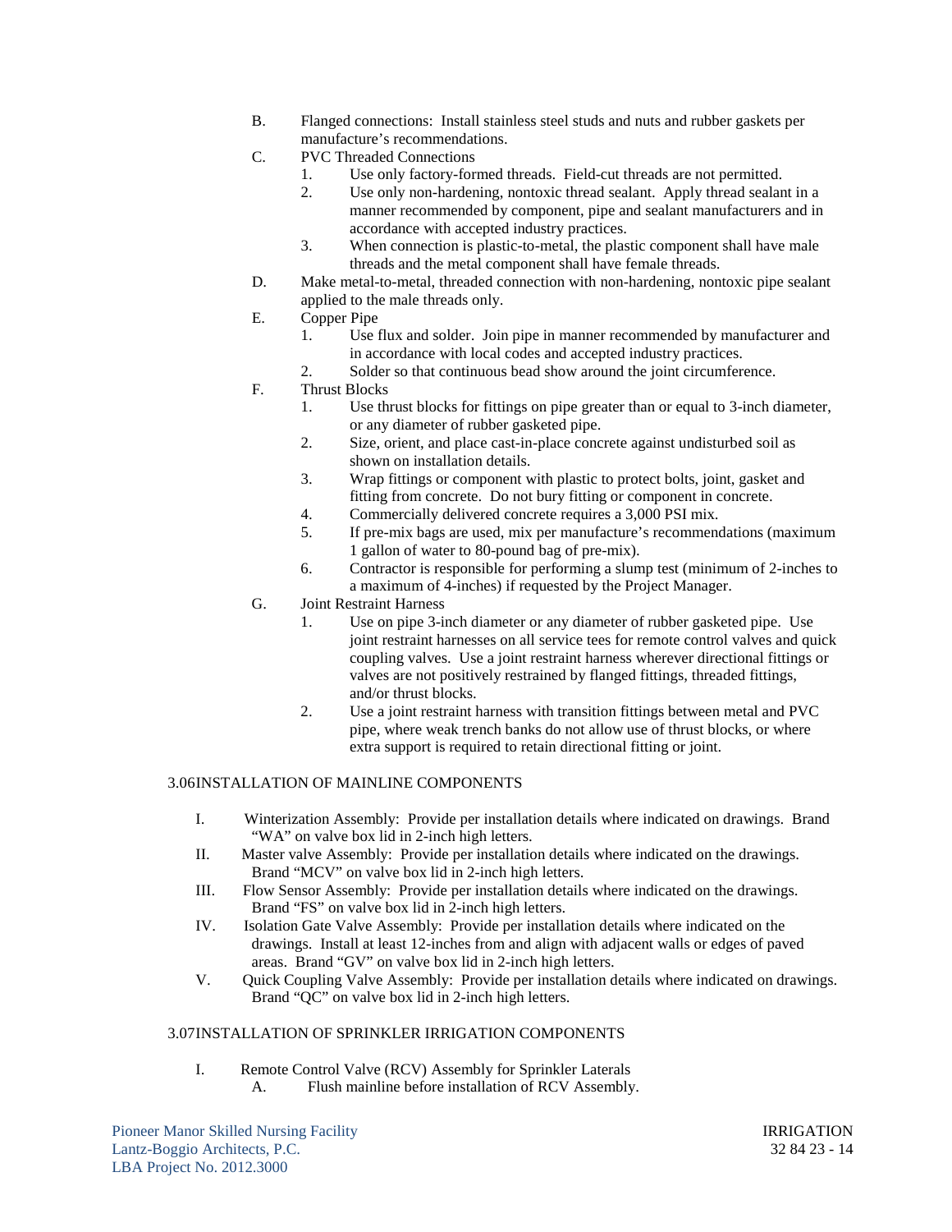B. Flanged connections: Install stainless steel studs and nuts and rubber gaskets per manufacture's recommendations.

C. PVC Threaded Connections
   1. Use only factory-formed threads. Field-cut threads are not permitted.
   2. Use only non-hardening, nontoxic thread sealant. Apply thread sealant in a manner recommended by component, pipe and sealant manufacturers and in accordance with accepted industry practices.
   3. When connection is plastic-to-metal, the plastic component shall have male threads and the metal component shall have female threads.

D. Make metal-to-metal, threaded connection with non-hardening, nontoxic pipe sealant applied to the male threads only.

E. Copper Pipe
   1. Use flux and solder. Join pipe in manner recommended by manufacturer and in accordance with local codes and accepted industry practices.
   2. Solder so that continuous bead show around the joint circumference.

F. Thrust Blocks
   1. Use thrust blocks for fittings on pipe greater than or equal to 3-inch diameter, or any diameter of rubber gasketed pipe.
   2. Size, orient, and place cast-in-place concrete against undisturbed soil as shown on installation details.
   3. Wrap fittings or component with plastic to protect bolts, joint, gasket and fitting from concrete. Do not bury fitting or component in concrete.
   4. Commercially delivered concrete requires a 3,000 PSI mix.
   5. If pre-mix bags are used, mix per manufacture's recommendations (maximum 1 gallon of water to 80-pound bag of pre-mix).
   6. Contractor is responsible for performing a slump test (minimum of 2-inches to a maximum of 4-inches) if requested by the Project Manager.

G. Joint Restraint Harness
   1. Use on pipe 3-inch diameter or any diameter of rubber gasketed pipe. Use joint restraint harnesses on all service tees for remote control valves and quick coupling valves. Use a joint restraint harness wherever directional fittings or valves are not positively restrained by flanged fittings, threaded fittings, and/or thrust blocks.
   2. Use a joint restraint harness with transition fittings between metal and PVC pipe, where weak trench banks do not allow use of thrust blocks, or where extra support is required to retain directional fitting or joint.

3.06 INSTALLATION OF MAINLINE COMPONENTS

I. Winterization Assembly: Provide per installation details where indicated on drawings. Brand "WA" on valve box lid in 2-inch high letters.

II. Master valve Assembly: Provide per installation details where indicated on the drawings. Brand "MCV" on valve box lid in 2-inch high letters.

III. Flow Sensor Assembly: Provide per installation details where indicated on the drawings. Brand "FS" on valve box lid in 2-inch high letters.

IV. Isolation Gate Valve Assembly: Provide per installation details where indicated on the drawings. Install at least 12-inches from and align with adjacent walls or edges of paved areas. Brand "GV" on valve box lid in 2-inch high letters.

V. Quick Coupling Valve Assembly: Provide per installation details where indicated on drawings. Brand "QC" on valve box lid in 2-inch high letters.

3.07 INSTALLATION OF SPRINKLER IRRIGATION COMPONENTS

I. Remote Control Valve (RCV) Assembly for Sprinkler Laterals
   A. Flush mainline before installation of RCV Assembly.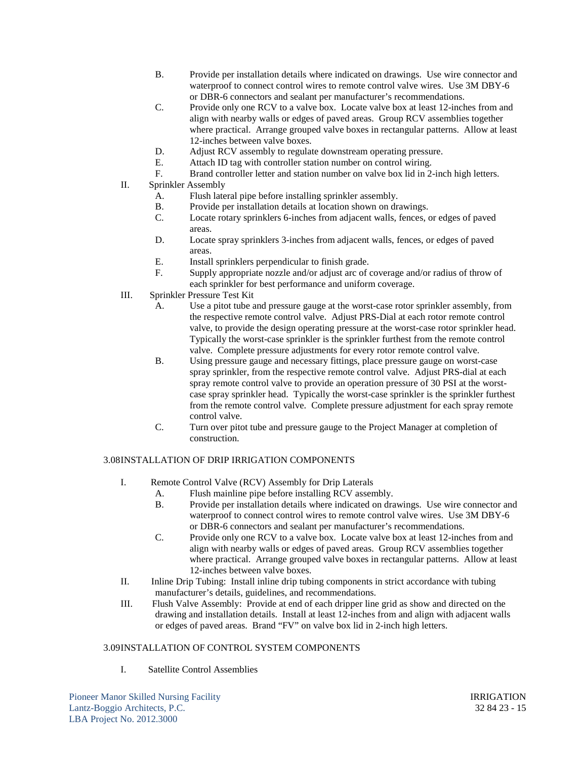B. Provide per installation details where indicated on drawings. Use wire connector and waterproof to connect control wires to remote control valve wires. Use 3M DBY-6 or DBR-6 connectors and sealant per manufacturer's recommendations.

C. Provide only one RCV to a valve box. Locate valve box at least 12-inches from and align with nearby walls or edges of paved areas. Group RCV assemblies together where practical. Arrange grouped valve boxes in rectangular patterns. Allow at least 12-inches between valve boxes.

D. Adjust RCV assembly to regulate downstream operating pressure.

E. Attach ID tag with controller station number on control wiring.

F. Brand controller letter and station number on valve box lid in 2-inch high letters.

II. Sprinkler Assembly

A. Flush lateral pipe before installing sprinkler assembly.

B. Provide per installation details at location shown on drawings.

C. Locate rotary sprinklers 6-inches from adjacent walls, fences, or edges of paved areas.

D. Locate spray sprinklers 3-inches from adjacent walls, fences, or edges of paved areas.

E. Install sprinklers perpendicular to finish grade.

F. Supply appropriate nozzle and/or adjust arc of coverage and/or radius of throw of each sprinkler for best performance and uniform coverage.

III. Sprinkler Pressure Test Kit

A. Use a pitot tube and pressure gauge at the worst-case rotor sprinkler assembly, from the respective remote control valve. Adjust PRS-Dial at each rotor remote control valve, to provide the design operating pressure at the worst-case rotor sprinkler head. Typically the worst-case sprinkler is the sprinkler furthest from the remote control valve. Complete pressure adjustments for every rotor remote control valve.

B. Using pressure gauge and necessary fittings, place pressure gauge on worst-case spray sprinkler, from the respective remote control valve. Adjust PRS-dial at each spray remote control valve to provide an operation pressure of 30 PSI at the worst-case spray sprinkler head. Typically the worst-case sprinkler is the sprinkler furthest from the remote control valve. Complete pressure adjustment for each spray remote control valve.

C. Turn over pitot tube and pressure gauge to the Project Manager at completion of construction.

## 3.08 INSTALLATION OF DRIP IRRIGATION COMPONENTS

I. Remote Control Valve (RCV) Assembly for Drip Laterals

A. Flush mainline pipe before installing RCV assembly.

B. Provide per installation details where indicated on drawings. Use wire connector and waterproof to connect control wires to remote control valve wires. Use 3M DBY-6 or DBR-6 connectors and sealant per manufacturer's recommendations.

C. Provide only one RCV to a valve box. Locate valve box at least 12-inches from and align with nearby walls or edges of paved areas. Group RCV assemblies together where practical. Arrange grouped valve boxes in rectangular patterns. Allow at least 12-inches between valve boxes.

II. Inline Drip Tubing: Install inline drip tubing components in strict accordance with tubing manufacturer's details, guidelines, and recommendations.

III. Flush Valve Assembly: Provide at end of each dripper line grid as show and directed on the drawing and installation details. Install at least 12-inches from and align with adjacent walls or edges of paved areas. Brand "FV" on valve box lid in 2-inch high letters.

## 3.09 INSTALLATION OF CONTROL SYSTEM COMPONENTS

I. Satellite Control Assemblies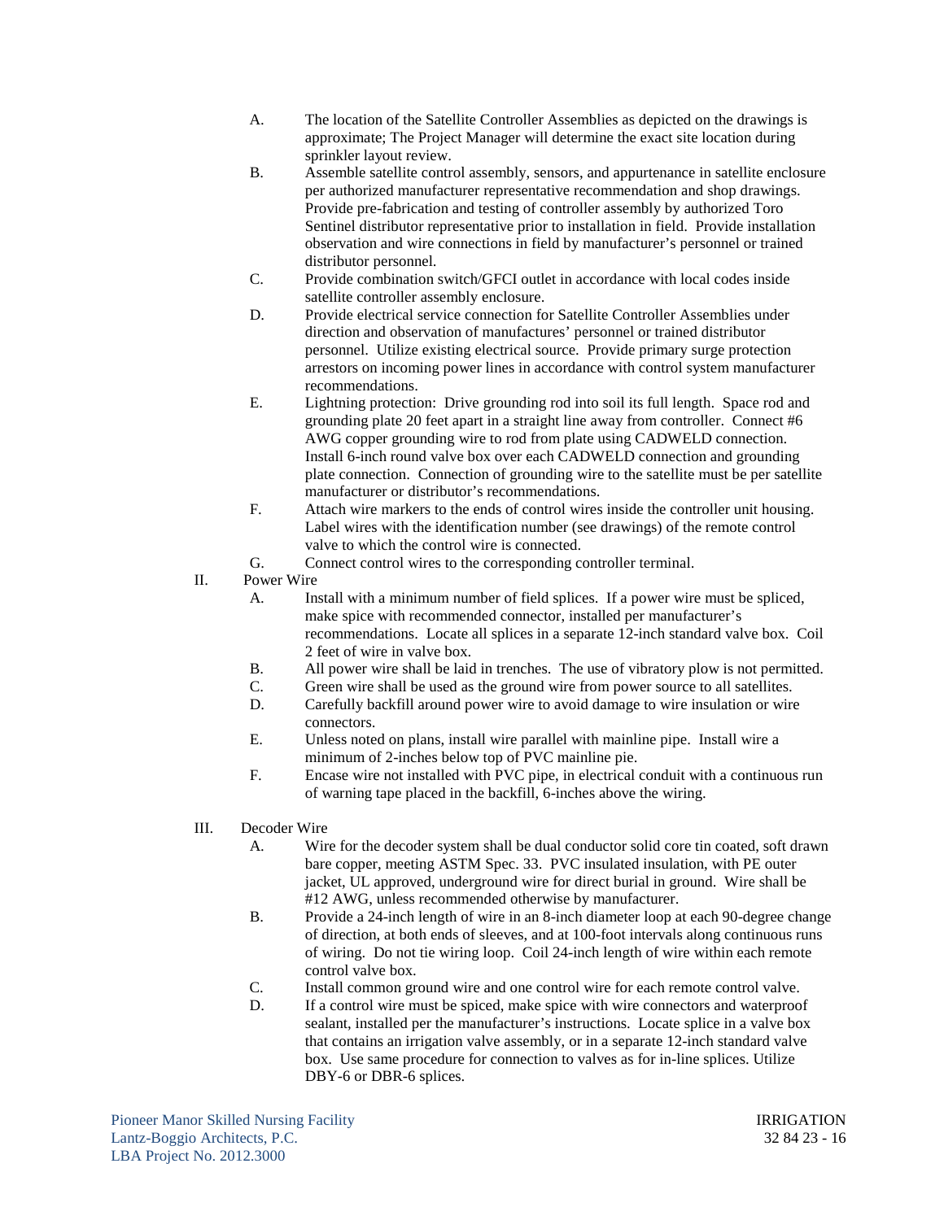A. The location of the Satellite Controller Assemblies as depicted on the drawings is approximate; The Project Manager will determine the exact site location during sprinkler layout review.

B. Assemble satellite control assembly, sensors, and appurtenance in satellite enclosure per authorized manufacturer representative recommendation and shop drawings. Provide pre-fabrication and testing of controller assembly by authorized Toro Sentinel distributor representative prior to installation in field. Provide installation observation and wire connections in field by manufacturer's personnel or trained distributor personnel.

C. Provide combination switch/GFCI outlet in accordance with local codes inside satellite controller assembly enclosure.

D. Provide electrical service connection for Satellite Controller Assemblies under direction and observation of manufactures' personnel or trained distributor personnel. Utilize existing electrical source. Provide primary surge protection arrestors on incoming power lines in accordance with control system manufacturer recommendations.

E. Lightning protection: Drive grounding rod into soil its full length. Space rod and grounding plate 20 feet apart in a straight line away from controller. Connect #6 AWG copper grounding wire to rod from plate using CADWELD connection. Install 6-inch round valve box over each CADWELD connection and grounding plate connection. Connection of grounding wire to the satellite must be per satellite manufacturer or distributor's recommendations.

F. Attach wire markers to the ends of control wires inside the controller unit housing. Label wires with the identification number (see drawings) of the remote control valve to which the control wire is connected.

G. Connect control wires to the corresponding controller terminal.

II. Power Wire

A. Install with a minimum number of field splices. If a power wire must be spliced, make spice with recommended connector, installed per manufacturer's recommendations. Locate all splices in a separate 12-inch standard valve box. Coil 2 feet of wire in valve box.

B. All power wire shall be laid in trenches. The use of vibratory plow is not permitted.

C. Green wire shall be used as the ground wire from power source to all satellites.

D. Carefully backfill around power wire to avoid damage to wire insulation or wire connectors.

E. Unless noted on plans, install wire parallel with mainline pipe. Install wire a minimum of 2-inches below top of PVC mainline pie.

F. Encase wire not installed with PVC pipe, in electrical conduit with a continuous run of warning tape placed in the backfill, 6-inches above the wiring.

III. Decoder Wire

A. Wire for the decoder system shall be dual conductor solid core tin coated, soft drawn bare copper, meeting ASTM Spec. 33. PVC insulated insulation, with PE outer jacket, UL approved, underground wire for direct burial in ground. Wire shall be #12 AWG, unless recommended otherwise by manufacturer.

B. Provide a 24-inch length of wire in an 8-inch diameter loop at each 90-degree change of direction, at both ends of sleeves, and at 100-foot intervals along continuous runs of wiring. Do not tie wiring loop. Coil 24-inch length of wire within each remote control valve box.

C. Install common ground wire and one control wire for each remote control valve.

D. If a control wire must be spliced, make spice with wire connectors and waterproof sealant, installed per the manufacturer's instructions. Locate splice in a valve box that contains an irrigation valve assembly, or in a separate 12-inch standard valve box. Use same procedure for connection to valves as for in-line splices. Utilize DBY-6 or DBR-6 splices.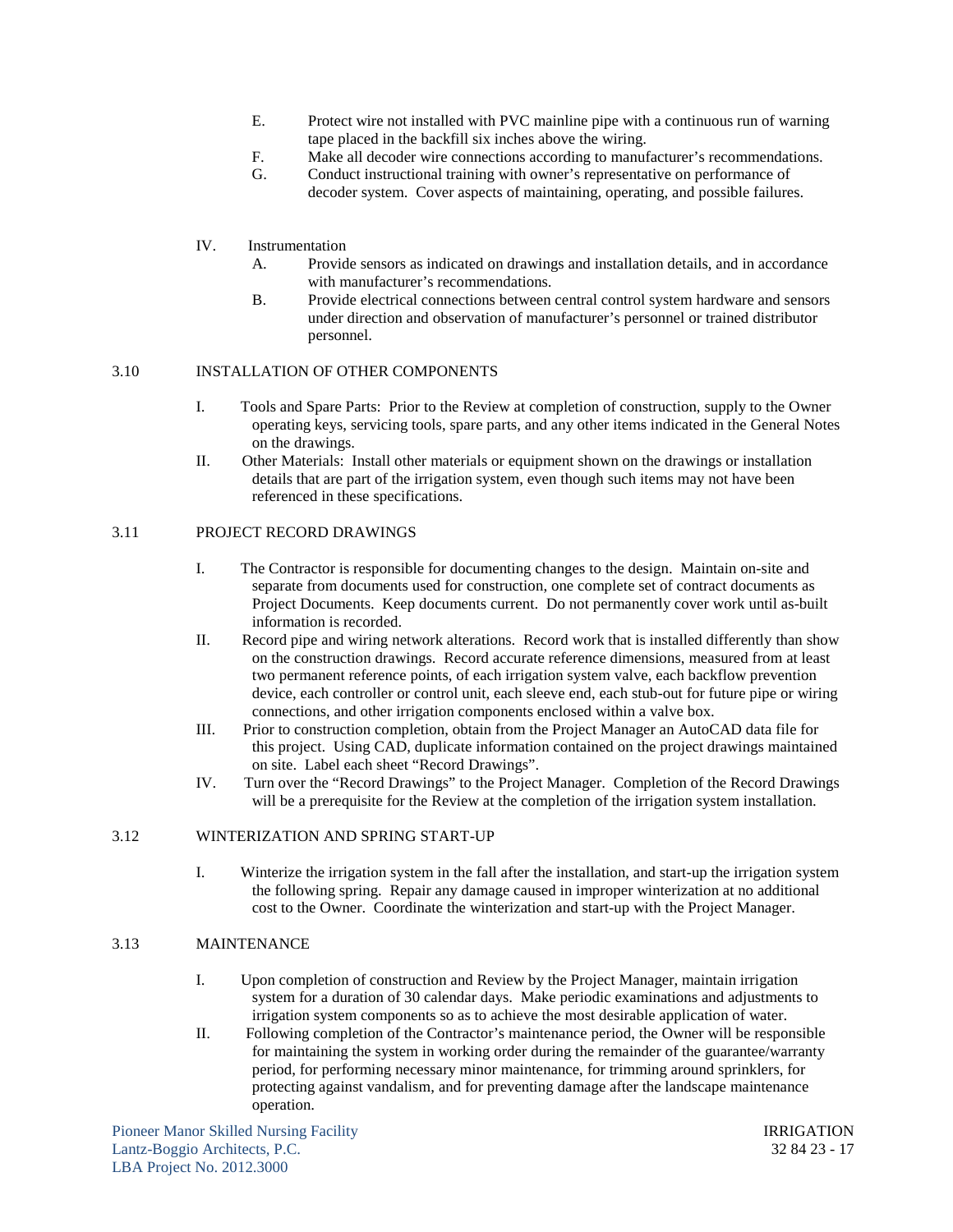E. Protect wire not installed with PVC mainline pipe with a continuous run of warning tape placed in the backfill six inches above the wiring.

F. Make all decoder wire connections according to manufacturer's recommendations.

G. Conduct instructional training with owner's representative on performance of decoder system. Cover aspects of maintaining, operating, and possible failures.

IV. Instrumentation

A. Provide sensors as indicated on drawings and installation details, and in accordance with manufacturer's recommendations.

B. Provide electrical connections between central control system hardware and sensors under direction and observation of manufacturer's personnel or trained distributor personnel.

## 3.10 INSTALLATION OF OTHER COMPONENTS

I. Tools and Spare Parts: Prior to the Review at completion of construction, supply to the Owner operating keys, servicing tools, spare parts, and any other items indicated in the General Notes on the drawings.

II. Other Materials: Install other materials or equipment shown on the drawings or installation details that are part of the irrigation system, even though such items may not have been referenced in these specifications.

## 3.11 PROJECT RECORD DRAWINGS

I. The Contractor is responsible for documenting changes to the design. Maintain on-site and separate from documents used for construction, one complete set of contract documents as Project Documents. Keep documents current. Do not permanently cover work until as-built information is recorded.

II. Record pipe and wiring network alterations. Record work that is installed differently than show on the construction drawings. Record accurate reference dimensions, measured from at least two permanent reference points, of each irrigation system valve, each backflow prevention device, each controller or control unit, each sleeve end, each stub-out for future pipe or wiring connections, and other irrigation components enclosed within a valve box.

III. Prior to construction completion, obtain from the Project Manager an AutoCAD data file for this project. Using CAD, duplicate information contained on the project drawings maintained on site. Label each sheet "Record Drawings".

IV. Turn over the "Record Drawings" to the Project Manager. Completion of the Record Drawings will be a prerequisite for the Review at the completion of the irrigation system installation.

## 3.12 WINTERIZATION AND SPRING START-UP

I. Winterize the irrigation system in the fall after the installation, and start-up the irrigation system the following spring. Repair any damage caused in improper winterization at no additional cost to the Owner. Coordinate the winterization and start-up with the Project Manager.

## 3.13 MAINTENANCE

I. Upon completion of construction and Review by the Project Manager, maintain irrigation system for a duration of 30 calendar days. Make periodic examinations and adjustments to irrigation system components so as to achieve the most desirable application of water.

II. Following completion of the Contractor's maintenance period, the Owner will be responsible for maintaining the system in working order during the remainder of the guarantee/warranty period, for performing necessary minor maintenance, for trimming around sprinklers, for protecting against vandalism, and for preventing damage after the landscape maintenance operation.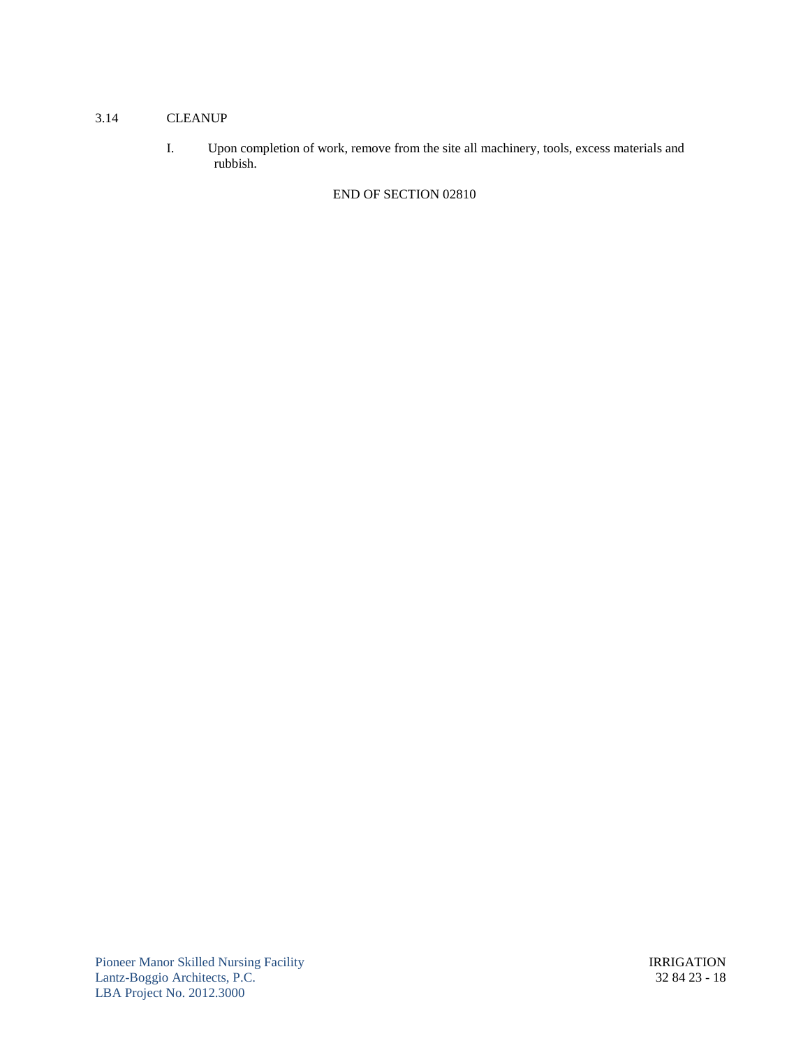3.14 CLEANUP

I. Upon completion of work, remove from the site all machinery, tools, excess materials and rubbish.

END OF SECTION 02810